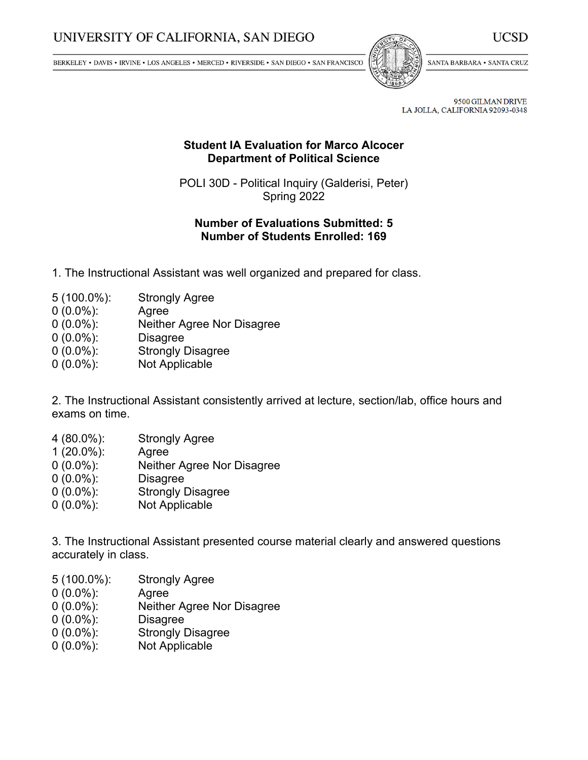UNIVERSITY OF CALIFORNIA, SAN DIEGO — UCSD

BERKELEY • DAVIS • IRVINE • LOS ANGELES • MERCED • RIVERSIDE • SAN DIEGO • SAN FRANCISCO — SANTA BARBARA • SANTA CRUZ

9500 GILMAN DRIVE
LA JOLLA, CALIFORNIA 92093-0348

**Student IA Evaluation for Marco Alcocer**
**Department of Political Science**

POLI 30D - Political Inquiry (Galderisi, Peter)
Spring 2022

**Number of Evaluations Submitted: 5**
**Number of Students Enrolled: 169**

1. The Instructional Assistant was well organized and prepared for class.

| | |
|---|---|
| 5 (100.0%): | Strongly Agree |
| 0 (0.0%): | Agree |
| 0 (0.0%): | Neither Agree Nor Disagree |
| 0 (0.0%): | Disagree |
| 0 (0.0%): | Strongly Disagree |
| 0 (0.0%): | Not Applicable |

2. The Instructional Assistant consistently arrived at lecture, section/lab, office hours and exams on time.

| | |
|---|---|
| 4 (80.0%): | Strongly Agree |
| 1 (20.0%): | Agree |
| 0 (0.0%): | Neither Agree Nor Disagree |
| 0 (0.0%): | Disagree |
| 0 (0.0%): | Strongly Disagree |
| 0 (0.0%): | Not Applicable |

3. The Instructional Assistant presented course material clearly and answered questions accurately in class.

| | |
|---|---|
| 5 (100.0%): | Strongly Agree |
| 0 (0.0%): | Agree |
| 0 (0.0%): | Neither Agree Nor Disagree |
| 0 (0.0%): | Disagree |
| 0 (0.0%): | Strongly Disagree |
| 0 (0.0%): | Not Applicable |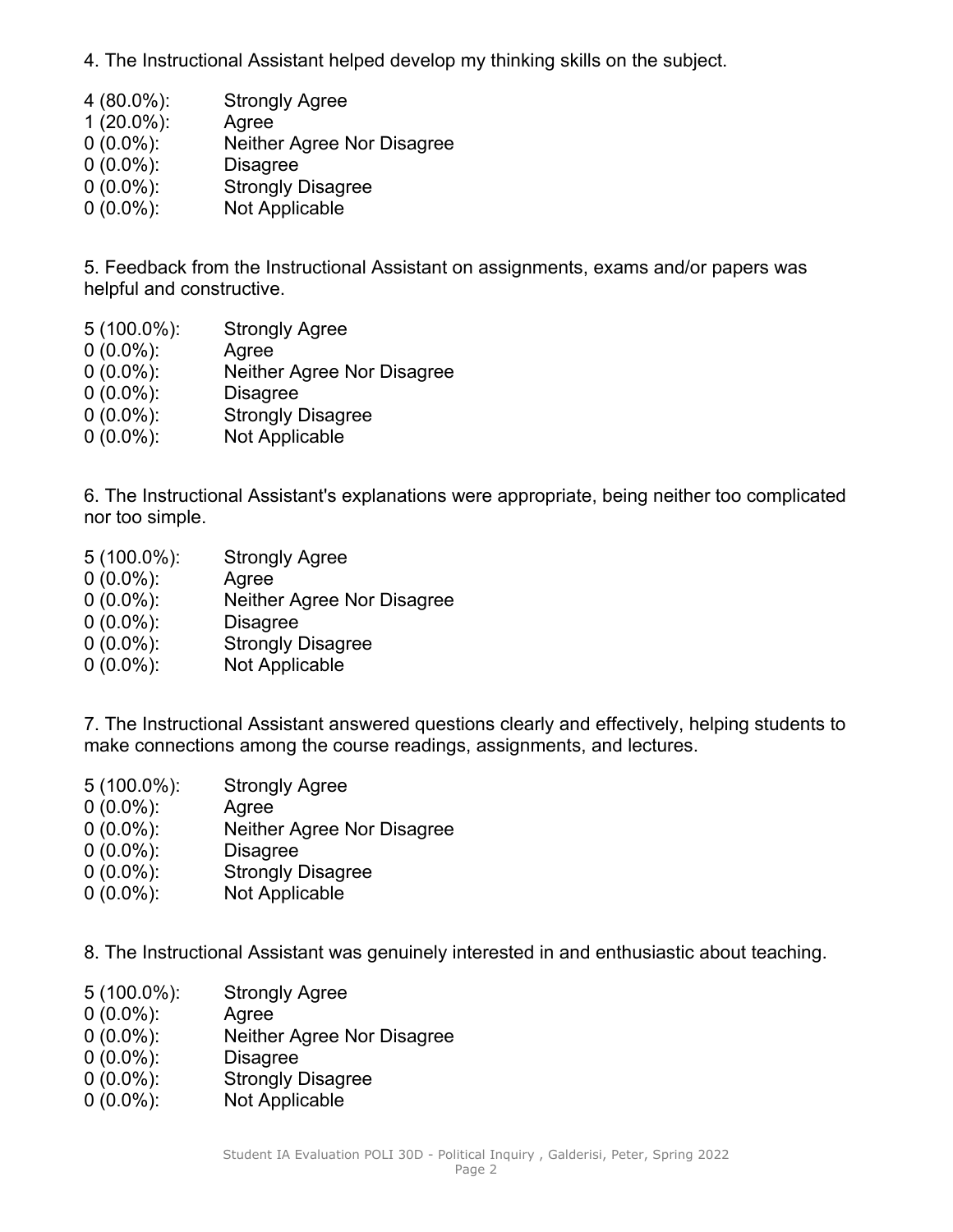4. The Instructional Assistant helped develop my thinking skills on the subject.

| | |
|---|---|
| 4 (80.0%): | Strongly Agree |
| 1 (20.0%): | Agree |
| 0 (0.0%): | Neither Agree Nor Disagree |
| 0 (0.0%): | Disagree |
| 0 (0.0%): | Strongly Disagree |
| 0 (0.0%): | Not Applicable |

5. Feedback from the Instructional Assistant on assignments, exams and/or papers was helpful and constructive.

| | |
|---|---|
| 5 (100.0%): | Strongly Agree |
| 0 (0.0%): | Agree |
| 0 (0.0%): | Neither Agree Nor Disagree |
| 0 (0.0%): | Disagree |
| 0 (0.0%): | Strongly Disagree |
| 0 (0.0%): | Not Applicable |

6. The Instructional Assistant's explanations were appropriate, being neither too complicated nor too simple.

| | |
|---|---|
| 5 (100.0%): | Strongly Agree |
| 0 (0.0%): | Agree |
| 0 (0.0%): | Neither Agree Nor Disagree |
| 0 (0.0%): | Disagree |
| 0 (0.0%): | Strongly Disagree |
| 0 (0.0%): | Not Applicable |

7. The Instructional Assistant answered questions clearly and effectively, helping students to make connections among the course readings, assignments, and lectures.

| | |
|---|---|
| 5 (100.0%): | Strongly Agree |
| 0 (0.0%): | Agree |
| 0 (0.0%): | Neither Agree Nor Disagree |
| 0 (0.0%): | Disagree |
| 0 (0.0%): | Strongly Disagree |
| 0 (0.0%): | Not Applicable |

8. The Instructional Assistant was genuinely interested in and enthusiastic about teaching.

| | |
|---|---|
| 5 (100.0%): | Strongly Agree |
| 0 (0.0%): | Agree |
| 0 (0.0%): | Neither Agree Nor Disagree |
| 0 (0.0%): | Disagree |
| 0 (0.0%): | Strongly Disagree |
| 0 (0.0%): | Not Applicable |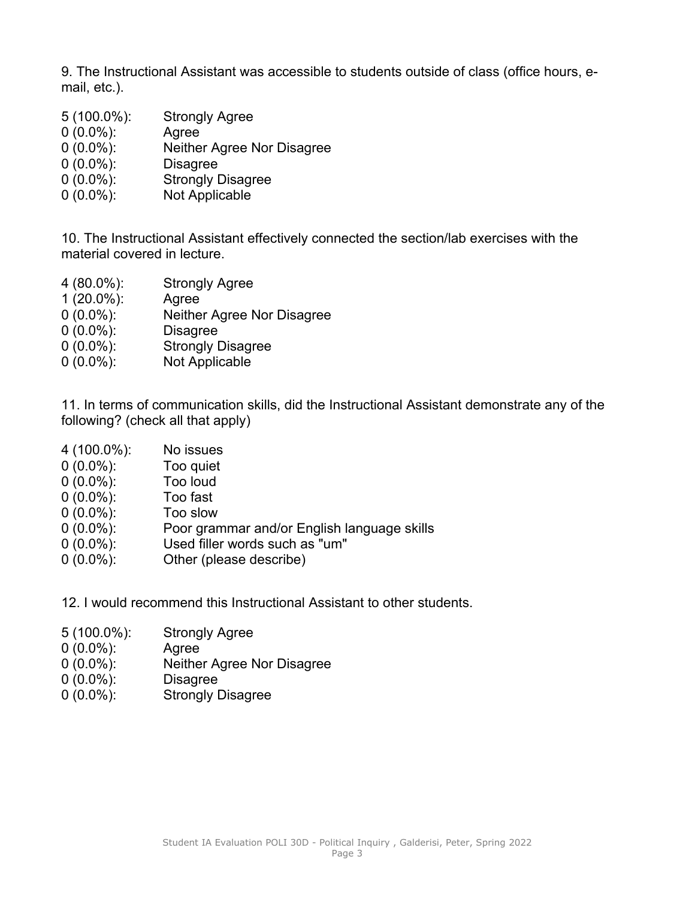9. The Instructional Assistant was accessible to students outside of class (office hours, e-mail, etc.).

| | |
|---|---|
| 5 (100.0%): | Strongly Agree |
| 0 (0.0%): | Agree |
| 0 (0.0%): | Neither Agree Nor Disagree |
| 0 (0.0%): | Disagree |
| 0 (0.0%): | Strongly Disagree |
| 0 (0.0%): | Not Applicable |

10. The Instructional Assistant effectively connected the section/lab exercises with the material covered in lecture.

| | |
|---|---|
| 4 (80.0%): | Strongly Agree |
| 1 (20.0%): | Agree |
| 0 (0.0%): | Neither Agree Nor Disagree |
| 0 (0.0%): | Disagree |
| 0 (0.0%): | Strongly Disagree |
| 0 (0.0%): | Not Applicable |

11. In terms of communication skills, did the Instructional Assistant demonstrate any of the following? (check all that apply)

| | |
|---|---|
| 4 (100.0%): | No issues |
| 0 (0.0%): | Too quiet |
| 0 (0.0%): | Too loud |
| 0 (0.0%): | Too fast |
| 0 (0.0%): | Too slow |
| 0 (0.0%): | Poor grammar and/or English language skills |
| 0 (0.0%): | Used filler words such as "um" |
| 0 (0.0%): | Other (please describe) |

12. I would recommend this Instructional Assistant to other students.

| | |
|---|---|
| 5 (100.0%): | Strongly Agree |
| 0 (0.0%): | Agree |
| 0 (0.0%): | Neither Agree Nor Disagree |
| 0 (0.0%): | Disagree |
| 0 (0.0%): | Strongly Disagree |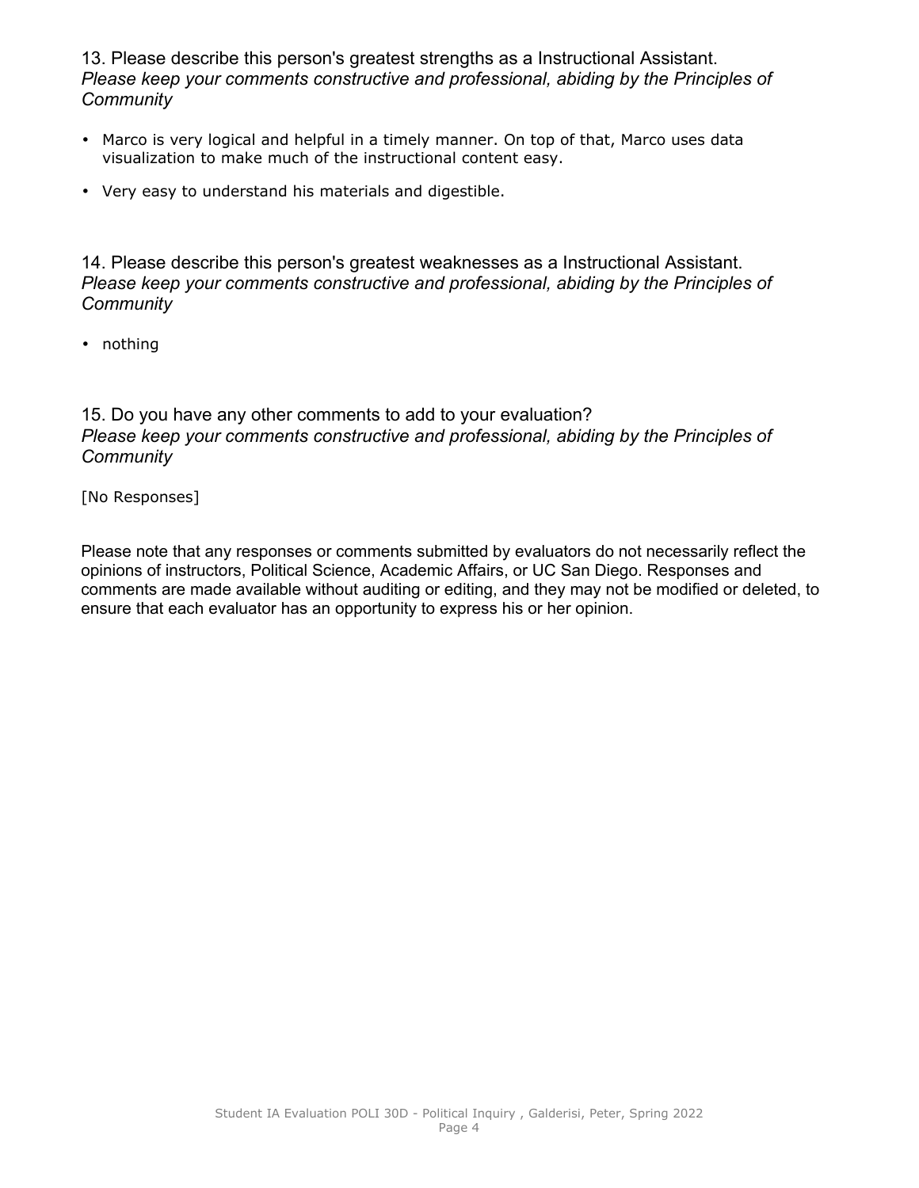13. Please describe this person's greatest strengths as a Instructional Assistant.
*Please keep your comments constructive and professional, abiding by the Principles of Community*

- Marco is very logical and helpful in a timely manner. On top of that, Marco uses data visualization to make much of the instructional content easy.
- Very easy to understand his materials and digestible.

14. Please describe this person's greatest weaknesses as a Instructional Assistant.
*Please keep your comments constructive and professional, abiding by the Principles of Community*

- nothing

15. Do you have any other comments to add to your evaluation?
*Please keep your comments constructive and professional, abiding by the Principles of Community*

[No Responses]

Please note that any responses or comments submitted by evaluators do not necessarily reflect the opinions of instructors, Political Science, Academic Affairs, or UC San Diego. Responses and comments are made available without auditing or editing, and they may not be modified or deleted, to ensure that each evaluator has an opportunity to express his or her opinion.